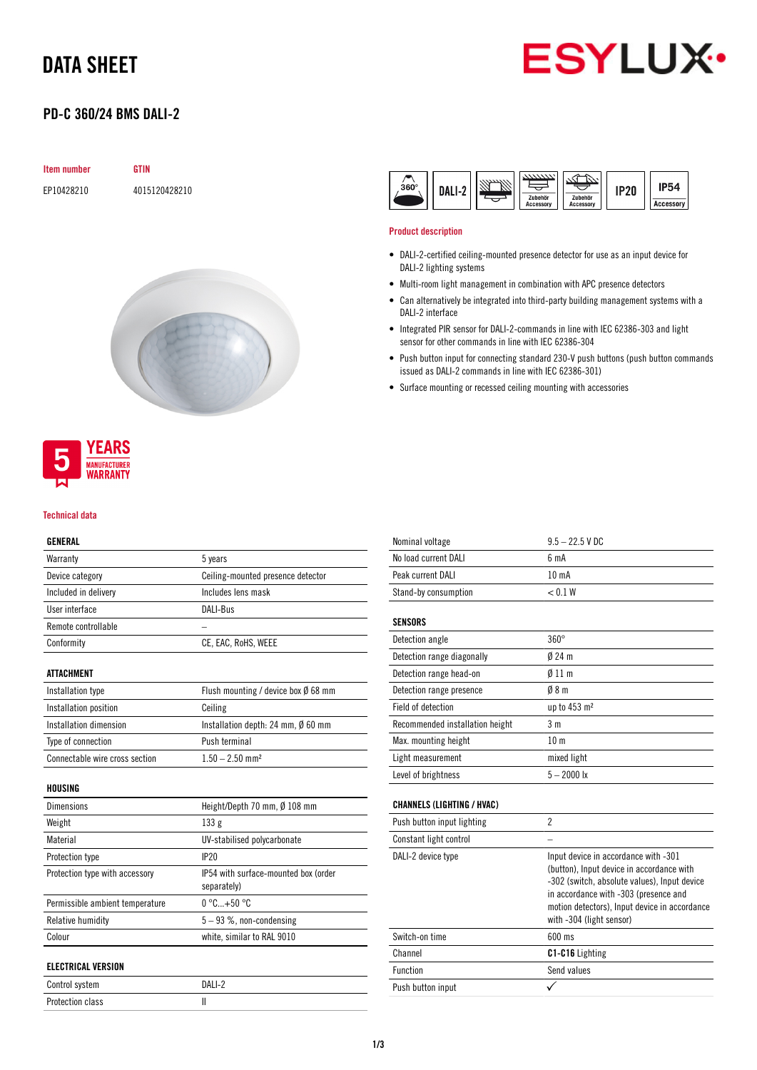# DATA SHEET

## PD-C 360/24 BMS DALI-2

| Item number | GTIN |
| --- | --- |
| EP10428210 | 4015120428210 |

360° | DALI-2 | Zubehör Accessory | Zubehör Accessory | IP20 | IP54 Accessory

### Product description

- DALI-2-certified ceiling-mounted presence detector for use as an input device for DALI-2 lighting systems
- Multi-room light management in combination with APC presence detectors
- Can alternatively be integrated into third-party building management systems with a DALI-2 interface
- Integrated PIR sensor for DALI-2-commands in line with IEC 62386-303 and light sensor for other commands in line with IEC 62386-304
- Push button input for connecting standard 230-V push buttons (push button commands issued as DALI-2 commands in line with IEC 62386-301)
- Surface mounting or recessed ceiling mounting with accessories

5 YEARS MANUFACTURER WARRANTY

### Technical data

| GENERAL | |
| --- | --- |
| Warranty | 5 years |
| Device category | Ceiling-mounted presence detector |
| Included in delivery | Includes lens mask |
| User interface | DALI-Bus |
| Remote controllable | – |
| Conformity | CE, EAC, RoHS, WEEE |

| ATTACHMENT | |
| --- | --- |
| Installation type | Flush mounting / device box Ø 68 mm |
| Installation position | Ceiling |
| Installation dimension | Installation depth: 24 mm, Ø 60 mm |
| Type of connection | Push terminal |
| Connectable wire cross section | 1.50 – 2.50 mm² |

| HOUSING | |
| --- | --- |
| Dimensions | Height/Depth 70 mm, Ø 108 mm |
| Weight | 133 g |
| Material | UV-stabilised polycarbonate |
| Protection type | IP20 |
| Protection type with accessory | IP54 with surface-mounted box (order separately) |
| Permissible ambient temperature | 0 °C...+50 °C |
| Relative humidity | 5 – 93 %, non-condensing |
| Colour | white, similar to RAL 9010 |

| ELECTRICAL VERSION | |
| --- | --- |
| Control system | DALI-2 |
| Protection class | II |
| Nominal voltage | 9.5 – 22.5 V DC |
| No load current DALI | 6 mA |
| Peak current DALI | 10 mA |
| Stand-by consumption | < 0.1 W |

| SENSORS | |
| --- | --- |
| Detection angle | 360° |
| Detection range diagonally | Ø 24 m |
| Detection range head-on | Ø 11 m |
| Detection range presence | Ø 8 m |
| Field of detection | up to 453 m² |
| Recommended installation height | 3 m |
| Max. mounting height | 10 m |
| Light measurement | mixed light |
| Level of brightness | 5 – 2000 lx |

| CHANNELS (LIGHTING / HVAC) | |
| --- | --- |
| Push button input lighting | 2 |
| Constant light control | – |
| DALI-2 device type | Input device in accordance with -301 (button), Input device in accordance with -302 (switch, absolute values), Input device in accordance with -303 (presence and motion detectors), Input device in accordance with -304 (light sensor) |
| Switch-on time | 600 ms |
| Channel | **C1-C16** Lighting |
| Function | Send values |
| Push button input | ✓ |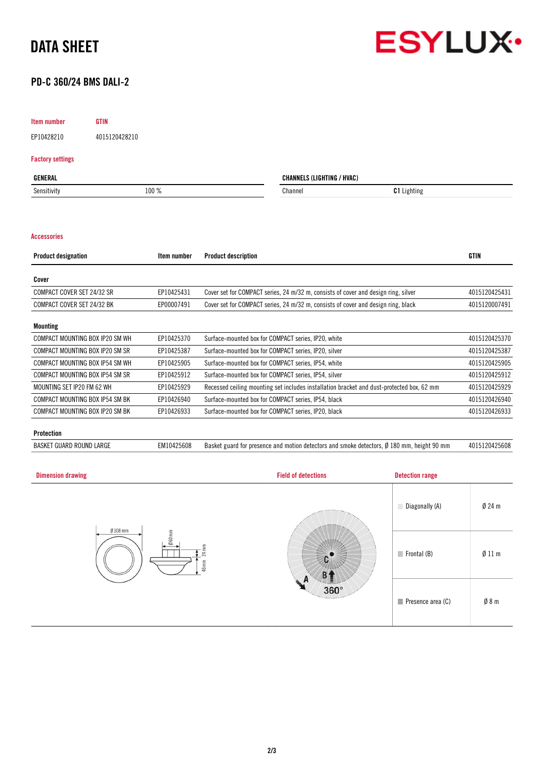# DATA SHEET

## PD-C 360/24 BMS DALI-2

| Item number | GTIN |
|---|---|
| EP10428210 | 4015120428210 |

### Factory settings

| GENERAL | |
|---|---|
| Sensitivity | 100 % |

| CHANNELS (LIGHTING / HVAC) | |
|---|---|
| Channel | **C1** Lighting |

### Accessories

| Product designation | Item number | Product description | GTIN |
|---|---|---|---|
| **Cover** | | | |
| COMPACT COVER SET 24/32 SR | EP10425431 | Cover set for COMPACT series, 24 m/32 m, consists of cover and design ring, silver | 4015120425431 |
| COMPACT COVER SET 24/32 BK | EP00007491 | Cover set for COMPACT series, 24 m/32 m, consists of cover and design ring, black | 4015120007491 |
| **Mounting** | | | |
| COMPACT MOUNTING BOX IP20 SM WH | EP10425370 | Surface-mounted box for COMPACT series, IP20, white | 4015120425370 |
| COMPACT MOUNTING BOX IP20 SM SR | EP10425387 | Surface-mounted box for COMPACT series, IP20, silver | 4015120425387 |
| COMPACT MOUNTING BOX IP54 SM WH | EP10425905 | Surface-mounted box for COMPACT series, IP54, white | 4015120425905 |
| COMPACT MOUNTING BOX IP54 SM SR | EP10425912 | Surface-mounted box for COMPACT series, IP54, silver | 4015120425912 |
| MOUNTING SET IP20 FM 62 WH | EP10425929 | Recessed ceiling mounting set includes installation bracket and dust-protected box, 62 mm | 4015120425929 |
| COMPACT MOUNTING BOX IP54 SM BK | EP10426940 | Surface-mounted box for COMPACT series, IP54, black | 4015120426940 |
| COMPACT MOUNTING BOX IP20 SM BK | EP10426933 | Surface-mounted box for COMPACT series, IP20, black | 4015120426933 |
| **Protection** | | | |
| BASKET GUARD ROUND LARGE | EM10425608 | Basket guard for presence and motion detectors and smoke detectors, Ø 180 mm, height 90 mm | 4015120425608 |

### Dimension drawing

Ø 108 mm, Ø 60 mm, 46 mm, 24 mm

### Field of detections

360°

### Detection range

| | |
|---|---|
| Diagonally (A) | Ø 24 m |
| Frontal (B) | Ø 11 m |
| Presence area (C) | Ø 8 m |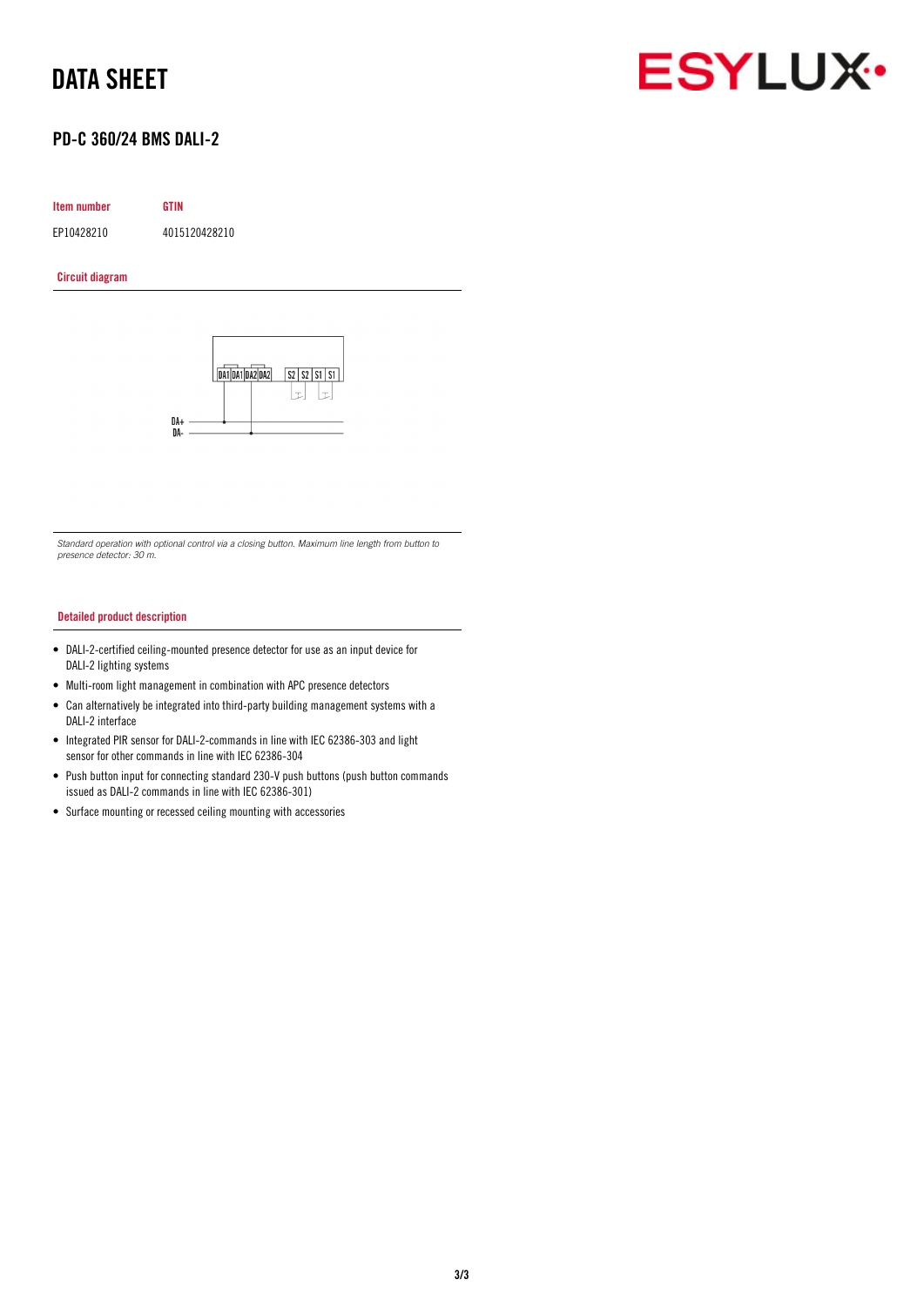# DATA SHEET

## PD-C 360/24 BMS DALI-2

| Item number | GTIN |
| --- | --- |
| EP10428210 | 4015120428210 |

### Circuit diagram

DA1 DA1 DA2 DA2 S2 S2 S1 S1

DA+
DA-

*Standard operation with optional control via a closing button. Maximum line length from button to presence detector: 30 m.*

### Detailed product description

- DALI-2-certified ceiling-mounted presence detector for use as an input device for DALI-2 lighting systems
- Multi-room light management in combination with APC presence detectors
- Can alternatively be integrated into third-party building management systems with a DALI-2 interface
- Integrated PIR sensor for DALI-2-commands in line with IEC 62386-303 and light sensor for other commands in line with IEC 62386-304
- Push button input for connecting standard 230-V push buttons (push button commands issued as DALI-2 commands in line with IEC 62386-301)
- Surface mounting or recessed ceiling mounting with accessories